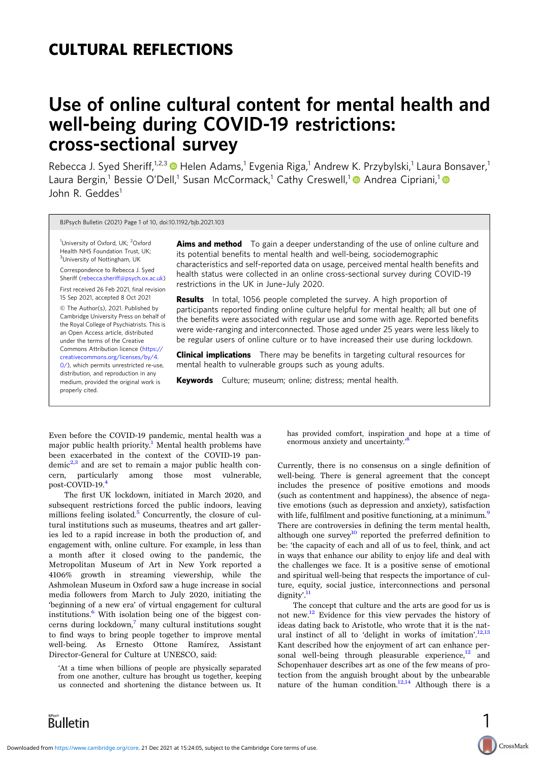# CULTURAL REFLECTIONS

# Use of online cultural content for mental health and well-being during COVID-19 restrictions: cross-sectional survey

Rebecca J. Syed Sheriff,[1,2,3] Helen Adams,[1] Evgenia Riga,[1] Andrew K. Przybylski,[1] Laura Bonsaver,[1] Laura Bergin,[1] Bessie O'Dell,[1] Susan McCormack,[1] Cathy Creswell,[1] Andrea Cipriani,[1] John R. Geddes[1]

BJPsych Bulletin (2021) Page 1 of 10, doi:10.1192/bjb.2021.103

[1]University of Oxford, UK; [2]Oxford Health NHS Foundation Trust, UK; [3]University of Nottingham, UK

Correspondence to Rebecca J. Syed Sheriff (rebecca.sheriff@psych.ox.ac.uk)

First received 26 Feb 2021, final revision 15 Sep 2021, accepted 8 Oct 2021

© The Author(s), 2021. Published by Cambridge University Press on behalf of the Royal College of Psychiatrists. This is an Open Access article, distributed under the terms of the Creative Commons Attribution licence (https://creativecommons.org/licenses/by/4.0/), which permits unrestricted re-use, distribution, and reproduction in any medium, provided the original work is properly cited.

**Aims and method** To gain a deeper understanding of the use of online culture and its potential benefits to mental health and well-being, sociodemographic characteristics and self-reported data on usage, perceived mental health benefits and health status were collected in an online cross-sectional survey during COVID-19 restrictions in the UK in June–July 2020.

**Results** In total, 1056 people completed the survey. A high proportion of participants reported finding online culture helpful for mental health; all but one of the benefits were associated with regular use and some with age. Reported benefits were wide-ranging and interconnected. Those aged under 25 years were less likely to be regular users of online culture or to have increased their use during lockdown.

**Clinical implications** There may be benefits in targeting cultural resources for mental health to vulnerable groups such as young adults.

**Keywords** Culture; museum; online; distress; mental health.

Even before the COVID-19 pandemic, mental health was a major public health priority.[1] Mental health problems have been exacerbated in the context of the COVID-19 pandemic[2,3] and are set to remain a major public health concern, particularly among those most vulnerable, post-COVID-19.[4]

The first UK lockdown, initiated in March 2020, and subsequent restrictions forced the public indoors, leaving millions feeling isolated.[5] Concurrently, the closure of cultural institutions such as museums, theatres and art galleries led to a rapid increase in both the production of, and engagement with, online culture. For example, in less than a month after it closed owing to the pandemic, the Metropolitan Museum of Art in New York reported a 4106% growth in streaming viewership, while the Ashmolean Museum in Oxford saw a huge increase in social media followers from March to July 2020, initiating the 'beginning of a new era' of virtual engagement for cultural institutions.[6] With isolation being one of the biggest concerns during lockdown,[7] many cultural institutions sought to find ways to bring people together to improve mental well-being. As Ernesto Ottone Ramírez, Assistant Director-General for Culture at UNESCO, said:

> 'At a time when billions of people are physically separated from one another, culture has brought us together, keeping us connected and shortening the distance between us. It has provided comfort, inspiration and hope at a time of enormous anxiety and uncertainty.'[8]

Currently, there is no consensus on a single definition of well-being. There is general agreement that the concept includes the presence of positive emotions and moods (such as contentment and happiness), the absence of negative emotions (such as depression and anxiety), satisfaction with life, fulfilment and positive functioning, at a minimum.[9] There are controversies in defining the term mental health, although one survey[10] reported the preferred definition to be: 'the capacity of each and all of us to feel, think, and act in ways that enhance our ability to enjoy life and deal with the challenges we face. It is a positive sense of emotional and spiritual well-being that respects the importance of culture, equity, social justice, interconnections and personal dignity'.[11]

The concept that culture and the arts are good for us is not new.[12] Evidence for this view pervades the history of ideas dating back to Aristotle, who wrote that it is the natural instinct of all to 'delight in works of imitation'.[12,13] Kant described how the enjoyment of art can enhance personal well-being through pleasurable experience,[12] and Schopenhauer describes art as one of the few means of protection from the anguish brought about by the unbearable nature of the human condition.[12,14] Although there is a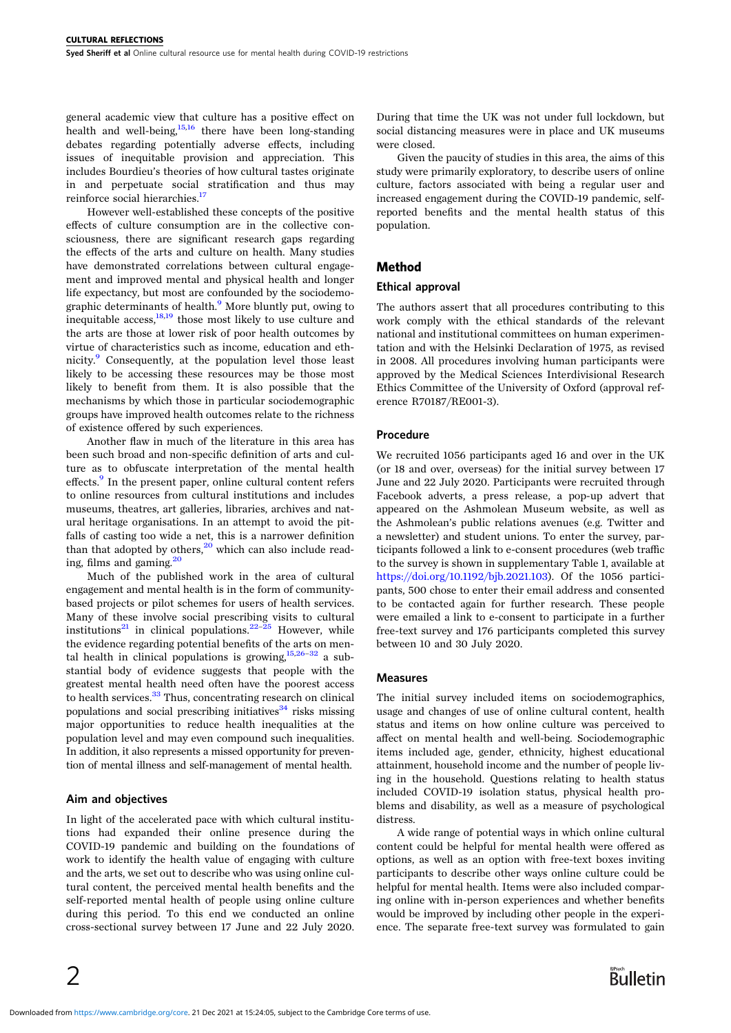general academic view that culture has a positive effect on health and well-being,[15,16] there have been long-standing debates regarding potentially adverse effects, including issues of inequitable provision and appreciation. This includes Bourdieu's theories of how cultural tastes originate in and perpetuate social stratification and thus may reinforce social hierarchies.[17]

However well-established these concepts of the positive effects of culture consumption are in the collective consciousness, there are significant research gaps regarding the effects of the arts and culture on health. Many studies have demonstrated correlations between cultural engagement and improved mental and physical health and longer life expectancy, but most are confounded by the sociodemographic determinants of health.[9] More bluntly put, owing to inequitable access,[18,19] those most likely to use culture and the arts are those at lower risk of poor health outcomes by virtue of characteristics such as income, education and ethnicity.[9] Consequently, at the population level those least likely to be accessing these resources may be those most likely to benefit from them. It is also possible that the mechanisms by which those in particular sociodemographic groups have improved health outcomes relate to the richness of existence offered by such experiences.

Another flaw in much of the literature in this area has been such broad and non-specific definition of arts and culture as to obfuscate interpretation of the mental health effects.[9] In the present paper, online cultural content refers to online resources from cultural institutions and includes museums, theatres, art galleries, libraries, archives and natural heritage organisations. In an attempt to avoid the pitfalls of casting too wide a net, this is a narrower definition than that adopted by others,[20] which can also include reading, films and gaming.[20]

Much of the published work in the area of cultural engagement and mental health is in the form of community-based projects or pilot schemes for users of health services. Many of these involve social prescribing visits to cultural institutions[21] in clinical populations.[22–25] However, while the evidence regarding potential benefits of the arts on mental health in clinical populations is growing,[15,26–32] a substantial body of evidence suggests that people with the greatest mental health need often have the poorest access to health services.[33] Thus, concentrating research on clinical populations and social prescribing initiatives[34] risks missing major opportunities to reduce health inequalities at the population level and may even compound such inequalities. In addition, it also represents a missed opportunity for prevention of mental illness and self-management of mental health.

### Aim and objectives

In light of the accelerated pace with which cultural institutions had expanded their online presence during the COVID-19 pandemic and building on the foundations of work to identify the health value of engaging with culture and the arts, we set out to describe who was using online cultural content, the perceived mental health benefits and the self-reported mental health of people using online culture during this period. To this end we conducted an online cross-sectional survey between 17 June and 22 July 2020. During that time the UK was not under full lockdown, but social distancing measures were in place and UK museums were closed.

Given the paucity of studies in this area, the aims of this study were primarily exploratory, to describe users of online culture, factors associated with being a regular user and increased engagement during the COVID-19 pandemic, self-reported benefits and the mental health status of this population.

## Method

### Ethical approval

The authors assert that all procedures contributing to this work comply with the ethical standards of the relevant national and institutional committees on human experimentation and with the Helsinki Declaration of 1975, as revised in 2008. All procedures involving human participants were approved by the Medical Sciences Interdivisional Research Ethics Committee of the University of Oxford (approval reference R70187/RE001-3).

### Procedure

We recruited 1056 participants aged 16 and over in the UK (or 18 and over, overseas) for the initial survey between 17 June and 22 July 2020. Participants were recruited through Facebook adverts, a press release, a pop-up advert that appeared on the Ashmolean Museum website, as well as the Ashmolean's public relations avenues (e.g. Twitter and a newsletter) and student unions. To enter the survey, participants followed a link to e-consent procedures (web traffic to the survey is shown in supplementary Table 1, available at https://doi.org/10.1192/bjb.2021.103). Of the 1056 participants, 500 chose to enter their email address and consented to be contacted again for further research. These people were emailed a link to e-consent to participate in a further free-text survey and 176 participants completed this survey between 10 and 30 July 2020.

### Measures

The initial survey included items on sociodemographics, usage and changes of use of online cultural content, health status and items on how online culture was perceived to affect on mental health and well-being. Sociodemographic items included age, gender, ethnicity, highest educational attainment, household income and the number of people living in the household. Questions relating to health status included COVID-19 isolation status, physical health problems and disability, as well as a measure of psychological distress.

A wide range of potential ways in which online cultural content could be helpful for mental health were offered as options, as well as an option with free-text boxes inviting participants to describe other ways online culture could be helpful for mental health. Items were also included comparing online with in-person experiences and whether benefits would be improved by including other people in the experience. The separate free-text survey was formulated to gain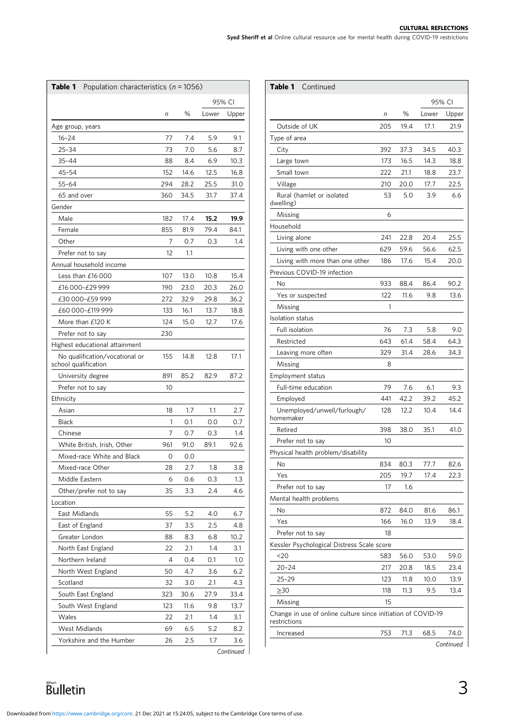**Table 1** Population characteristics ($n$ = 1056)

| | $n$ | % | 95% CI Lower | 95% CI Upper |
|---|---|---|---|---|
| Age group, years | | | | |
| 16–24 | 77 | 7.4 | 5.9 | 9.1 |
| 25–34 | 73 | 7.0 | 5.6 | 8.7 |
| 35–44 | 88 | 8.4 | 6.9 | 10.3 |
| 45–54 | 152 | 14.6 | 12.5 | 16.8 |
| 55–64 | 294 | 28.2 | 25.5 | 31.0 |
| 65 and over | 360 | 34.5 | 31.7 | 37.4 |
| Gender | | | | |
| Male | 182 | 17.4 | **15.2** | **19.9** |
| Female | 855 | 81.9 | 79.4 | 84.1 |
| Other | 7 | 0.7 | 0.3 | 1.4 |
| Prefer not to say | 12 | 1.1 | | |
| Annual household income | | | | |
| Less than £16 000 | 107 | 13.0 | 10.8 | 15.4 |
| £16 000–£29 999 | 190 | 23.0 | 20.3 | 26.0 |
| £30 000–£59 999 | 272 | 32.9 | 29.8 | 36.2 |
| £60 000–£119 999 | 133 | 16.1 | 13.7 | 18.8 |
| More than £120 K | 124 | 15.0 | 12.7 | 17.6 |
| Prefer not to say | 230 | | | |
| Highest educational attainment | | | | |
| No qualification/vocational or school qualification | 155 | 14.8 | 12.8 | 17.1 |
| University degree | 891 | 85.2 | 82.9 | 87.2 |
| Prefer not to say | 10 | | | |
| Ethnicity | | | | |
| Asian | 18 | 1.7 | 1.1 | 2.7 |
| Black | 1 | 0.1 | 0.0 | 0.7 |
| Chinese | 7 | 0.7 | 0.3 | 1.4 |
| White British, Irish, Other | 961 | 91.0 | 89.1 | 92.6 |
| Mixed-race White and Black | 0 | 0.0 | | |
| Mixed-race Other | 28 | 2.7 | 1.8 | 3.8 |
| Middle Eastern | 6 | 0.6 | 0.3 | 1.3 |
| Other/prefer not to say | 35 | 3.3 | 2.4 | 4.6 |
| Location | | | | |
| East Midlands | 55 | 5.2 | 4.0 | 6.7 |
| East of England | 37 | 3.5 | 2.5 | 4.8 |
| Greater London | 88 | 8.3 | 6.8 | 10.2 |
| North East England | 22 | 2.1 | 1.4 | 3.1 |
| Northern Ireland | 4 | 0.4 | 0.1 | 1.0 |
| North West England | 50 | 4.7 | 3.6 | 6.2 |
| Scotland | 32 | 3.0 | 2.1 | 4.3 |
| South East England | 323 | 30.6 | 27.9 | 33.4 |
| South West England | 123 | 11.6 | 9.8 | 13.7 |
| Wales | 22 | 2.1 | 1.4 | 3.1 |
| West Midlands | 69 | 6.5 | 5.2 | 8.2 |
| Yorkshire and the Humber | 26 | 2.5 | 1.7 | 3.6 |
| Outside of UK | 205 | 19.4 | 17.1 | 21.9 |
| Type of area | | | | |
| City | 392 | 37.3 | 34.5 | 40.3 |
| Large town | 173 | 16.5 | 14.3 | 18.8 |
| Small town | 222 | 21.1 | 18.8 | 23.7 |
| Village | 210 | 20.0 | 17.7 | 22.5 |
| Rural (hamlet or isolated dwelling) | 53 | 5.0 | 3.9 | 6.6 |
| Missing | 6 | | | |
| Household | | | | |
| Living alone | 241 | 22.8 | 20.4 | 25.5 |
| Living with one other | 629 | 59.6 | 56.6 | 62.5 |
| Living with more than one other | 186 | 17.6 | 15.4 | 20.0 |
| Previous COVID-19 infection | | | | |
| No | 933 | 88.4 | 86.4 | 90.2 |
| Yes or suspected | 122 | 11.6 | 9.8 | 13.6 |
| Missing | 1 | | | |
| Isolation status | | | | |
| Full isolation | 76 | 7.3 | 5.8 | 9.0 |
| Restricted | 643 | 61.4 | 58.4 | 64.3 |
| Leaving more often | 329 | 31.4 | 28.6 | 34.3 |
| Missing | 8 | | | |
| Employment status | | | | |
| Full-time education | 79 | 7.6 | 6.1 | 9.3 |
| Employed | 441 | 42.2 | 39.2 | 45.2 |
| Unemployed/unwell/furlough/homemaker | 128 | 12.2 | 10.4 | 14.4 |
| Retired | 398 | 38.0 | 35.1 | 41.0 |
| Prefer not to say | 10 | | | |
| Physical health problem/disability | | | | |
| No | 834 | 80.3 | 77.7 | 82.6 |
| Yes | 205 | 19.7 | 17.4 | 22.3 |
| Prefer not to say | 17 | 1.6 | | |
| Mental health problems | | | | |
| No | 872 | 84.0 | 81.6 | 86.1 |
| Yes | 166 | 16.0 | 13.9 | 18.4 |
| Prefer not to say | 18 | | | |
| Kessler Psychological Distress Scale score | | | | |
| <20 | 583 | 56.0 | 53.0 | 59.0 |
| 20–24 | 217 | 20.8 | 18.5 | 23.4 |
| 25–29 | 123 | 11.8 | 10.0 | 13.9 |
| ≥30 | 118 | 11.3 | 9.5 | 13.4 |
| Missing | 15 | | | |
| Change in use of online culture since initiation of COVID-19 restrictions | | | | |
| Increased | 753 | 71.3 | 68.5 | 74.0 |

*Continued*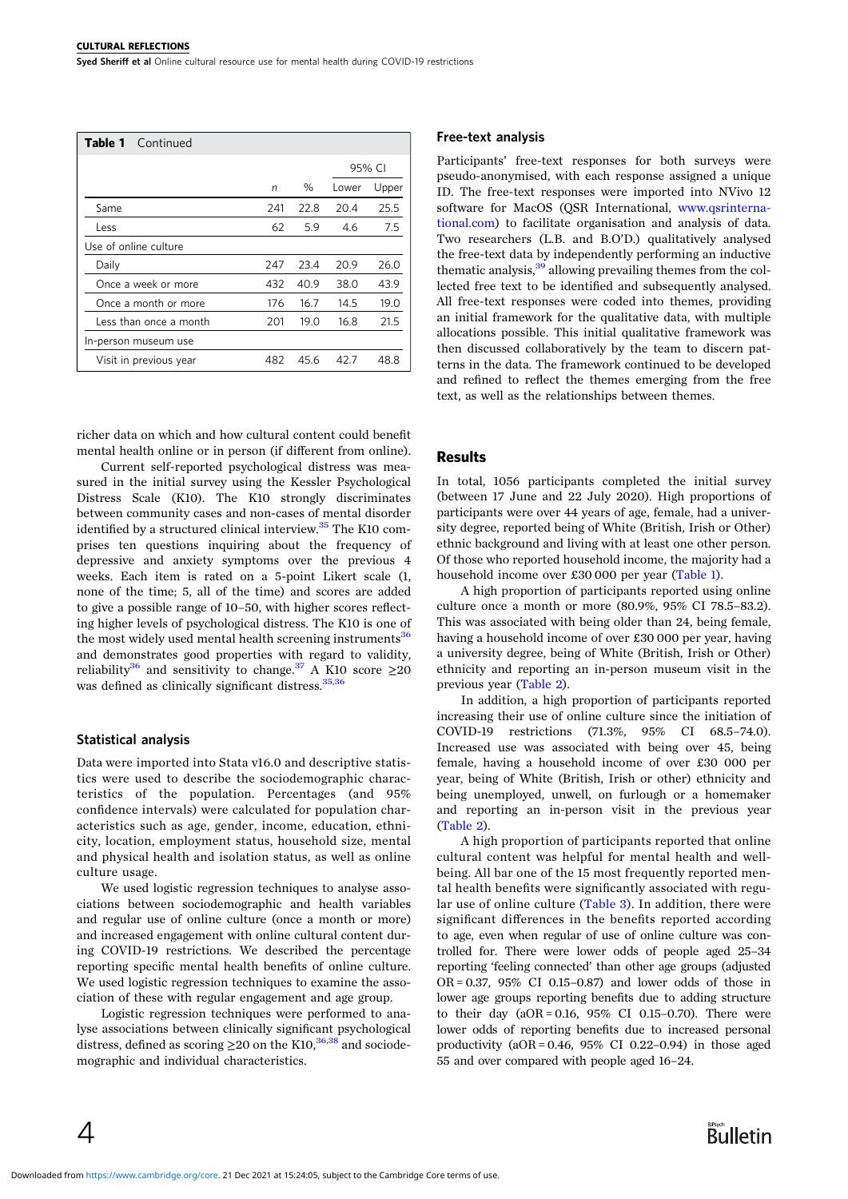**Table 1** Continued

| | n | % | 95% CI Lower | 95% CI Upper |
|---|---|---|---|---|
| Same | 241 | 22.8 | 20.4 | 25.5 |
| Less | 62 | 5.9 | 4.6 | 7.5 |
| Use of online culture | | | | |
| Daily | 247 | 23.4 | 20.9 | 26.0 |
| Once a week or more | 432 | 40.9 | 38.0 | 43.9 |
| Once a month or more | 176 | 16.7 | 14.5 | 19.0 |
| Less than once a month | 201 | 19.0 | 16.8 | 21.5 |
| In-person museum use | | | | |
| Visit in previous year | 482 | 45.6 | 42.7 | 48.8 |

richer data on which and how cultural content could benefit mental health online or in person (if different from online).

Current self-reported psychological distress was measured in the initial survey using the Kessler Psychological Distress Scale (K10). The K10 strongly discriminates between community cases and non-cases of mental disorder identified by a structured clinical interview.[35] The K10 comprises ten questions inquiring about the frequency of depressive and anxiety symptoms over the previous 4 weeks. Each item is rated on a 5-point Likert scale (1, none of the time; 5, all of the time) and scores are added to give a possible range of 10–50, with higher scores reflecting higher levels of psychological distress. The K10 is one of the most widely used mental health screening instruments[36] and demonstrates good properties with regard to validity, reliability[36] and sensitivity to change.[37] A K10 score ≥20 was defined as clinically significant distress.[35,36]

### Statistical analysis

Data were imported into Stata v16.0 and descriptive statistics were used to describe the sociodemographic characteristics of the population. Percentages (and 95% confidence intervals) were calculated for population characteristics such as age, gender, income, education, ethnicity, location, employment status, household size, mental and physical health and isolation status, as well as online culture usage.

We used logistic regression techniques to analyse associations between sociodemographic and health variables and regular use of online culture (once a month or more) and increased engagement with online cultural content during COVID-19 restrictions. We described the percentage reporting specific mental health benefits of online culture. We used logistic regression techniques to examine the association of these with regular engagement and age group.

Logistic regression techniques were performed to analyse associations between clinically significant psychological distress, defined as scoring ≥20 on the K10,[36,38] and sociodemographic and individual characteristics.

### Free-text analysis

Participants' free-text responses for both surveys were pseudo-anonymised, with each response assigned a unique ID. The free-text responses were imported into NVivo 12 software for MacOS (QSR International, www.qsrinternational.com) to facilitate organisation and analysis of data. Two researchers (L.B. and B.O'D.) qualitatively analysed the free-text data by independently performing an inductive thematic analysis,[39] allowing prevailing themes from the collected free text to be identified and subsequently analysed. All free-text responses were coded into themes, providing an initial framework for the qualitative data, with multiple allocations possible. This initial qualitative framework was then discussed collaboratively by the team to discern patterns in the data. The framework continued to be developed and refined to reflect the themes emerging from the free text, as well as the relationships between themes.

## Results

In total, 1056 participants completed the initial survey (between 17 June and 22 July 2020). High proportions of participants were over 44 years of age, female, had a university degree, reported being of White (British, Irish or Other) ethnic background and living with at least one other person. Of those who reported household income, the majority had a household income over £30 000 per year (Table 1).

A high proportion of participants reported using online culture once a month or more (80.9%, 95% CI 78.5–83.2). This was associated with being older than 24, being female, having a household income of over £30 000 per year, having a university degree, being of White (British, Irish or Other) ethnicity and reporting an in-person museum visit in the previous year (Table 2).

In addition, a high proportion of participants reported increasing their use of online culture since the initiation of COVID-19 restrictions (71.3%, 95% CI 68.5–74.0). Increased use was associated with being over 45, being female, having a household income of over £30 000 per year, being of White (British, Irish or other) ethnicity and being unemployed, unwell, on furlough or a homemaker and reporting an in-person visit in the previous year (Table 2).

A high proportion of participants reported that online cultural content was helpful for mental health and wellbeing. All bar one of the 15 most frequently reported mental health benefits were significantly associated with regular use of online culture (Table 3). In addition, there were significant differences in the benefits reported according to age, even when regular of use of online culture was controlled for. There were lower odds of people aged 25–34 reporting 'feeling connected' than other age groups (adjusted OR = 0.37, 95% CI 0.15–0.87) and lower odds of those in lower age groups reporting benefits due to adding structure to their day (aOR = 0.16, 95% CI 0.15–0.70). There were lower odds of reporting benefits due to increased personal productivity (aOR = 0.46, 95% CI 0.22–0.94) in those aged 55 and over compared with people aged 16–24.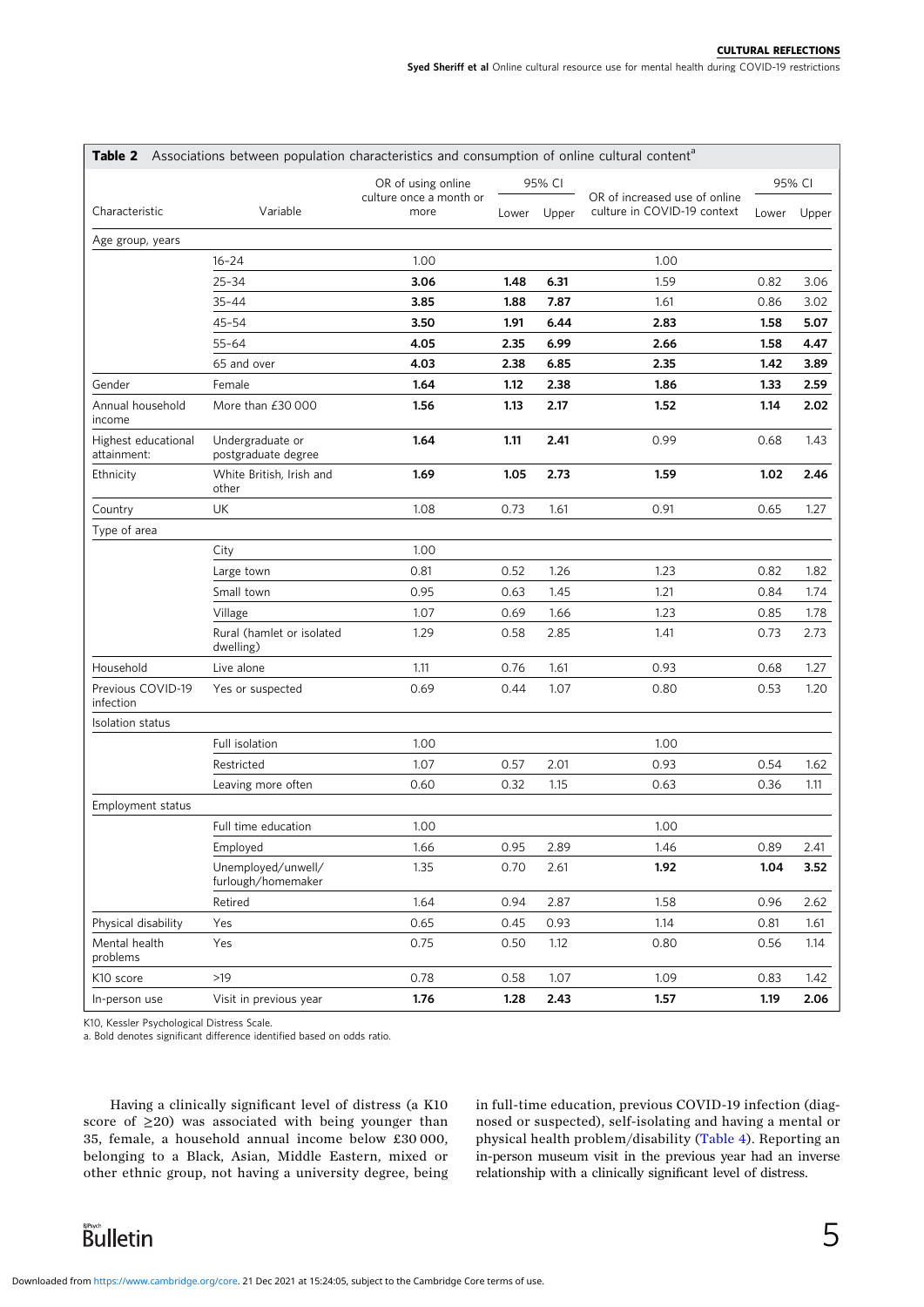**Table 2** Associations between population characteristics and consumption of online cultural content[a]

| Characteristic | Variable | OR of using online culture once a month or more | 95% CI Lower | 95% CI Upper | OR of increased use of online culture in COVID-19 context | 95% CI Lower | 95% CI Upper |
|---|---|---|---|---|---|---|---|
| Age group, years | | | | | | | |
| | 16–24 | 1.00 | | | 1.00 | | |
| | 25–34 | **3.06** | **1.48** | **6.31** | 1.59 | 0.82 | 3.06 |
| | 35–44 | **3.85** | **1.88** | **7.87** | 1.61 | 0.86 | 3.02 |
| | 45–54 | **3.50** | **1.91** | **6.44** | **2.83** | **1.58** | **5.07** |
| | 55–64 | **4.05** | **2.35** | **6.99** | **2.66** | **1.58** | **4.47** |
| | 65 and over | **4.03** | **2.38** | **6.85** | **2.35** | **1.42** | **3.89** |
| Gender | Female | **1.64** | **1.12** | **2.38** | **1.86** | **1.33** | **2.59** |
| Annual household income | More than £30 000 | **1.56** | **1.13** | **2.17** | **1.52** | **1.14** | **2.02** |
| Highest educational attainment: | Undergraduate or postgraduate degree | **1.64** | **1.11** | **2.41** | 0.99 | 0.68 | 1.43 |
| Ethnicity | White British, Irish and other | **1.69** | **1.05** | **2.73** | **1.59** | **1.02** | **2.46** |
| Country | UK | 1.08 | 0.73 | 1.61 | 0.91 | 0.65 | 1.27 |
| Type of area | | | | | | | |
| | City | 1.00 | | | | | |
| | Large town | 0.81 | 0.52 | 1.26 | 1.23 | 0.82 | 1.82 |
| | Small town | 0.95 | 0.63 | 1.45 | 1.21 | 0.84 | 1.74 |
| | Village | 1.07 | 0.69 | 1.66 | 1.23 | 0.85 | 1.78 |
| | Rural (hamlet or isolated dwelling) | 1.29 | 0.58 | 2.85 | 1.41 | 0.73 | 2.73 |
| Household | Live alone | 1.11 | 0.76 | 1.61 | 0.93 | 0.68 | 1.27 |
| Previous COVID-19 infection | Yes or suspected | 0.69 | 0.44 | 1.07 | 0.80 | 0.53 | 1.20 |
| Isolation status | | | | | | | |
| | Full isolation | 1.00 | | | 1.00 | | |
| | Restricted | 1.07 | 0.57 | 2.01 | 0.93 | 0.54 | 1.62 |
| | Leaving more often | 0.60 | 0.32 | 1.15 | 0.63 | 0.36 | 1.11 |
| Employment status | | | | | | | |
| | Full time education | 1.00 | | | 1.00 | | |
| | Employed | 1.66 | 0.95 | 2.89 | 1.46 | 0.89 | 2.41 |
| | Unemployed/unwell/furlough/homemaker | 1.35 | 0.70 | 2.61 | **1.92** | **1.04** | **3.52** |
| | Retired | 1.64 | 0.94 | 2.87 | 1.58 | 0.96 | 2.62 |
| Physical disability | Yes | 0.65 | 0.45 | 0.93 | 1.14 | 0.81 | 1.61 |
| Mental health problems | Yes | 0.75 | 0.50 | 1.12 | 0.80 | 0.56 | 1.14 |
| K10 score | >19 | 0.78 | 0.58 | 1.07 | 1.09 | 0.83 | 1.42 |
| In-person use | Visit in previous year | **1.76** | **1.28** | **2.43** | **1.57** | **1.19** | **2.06** |

K10, Kessler Psychological Distress Scale.
a. Bold denotes significant difference identified based on odds ratio.

Having a clinically significant level of distress (a K10 score of $\geq 20$) was associated with being younger than 35, female, a household annual income below £30 000, belonging to a Black, Asian, Middle Eastern, mixed or other ethnic group, not having a university degree, being in full-time education, previous COVID-19 infection (diagnosed or suspected), self-isolating and having a mental or physical health problem/disability (Table 4). Reporting an in-person museum visit in the previous year had an inverse relationship with a clinically significant level of distress.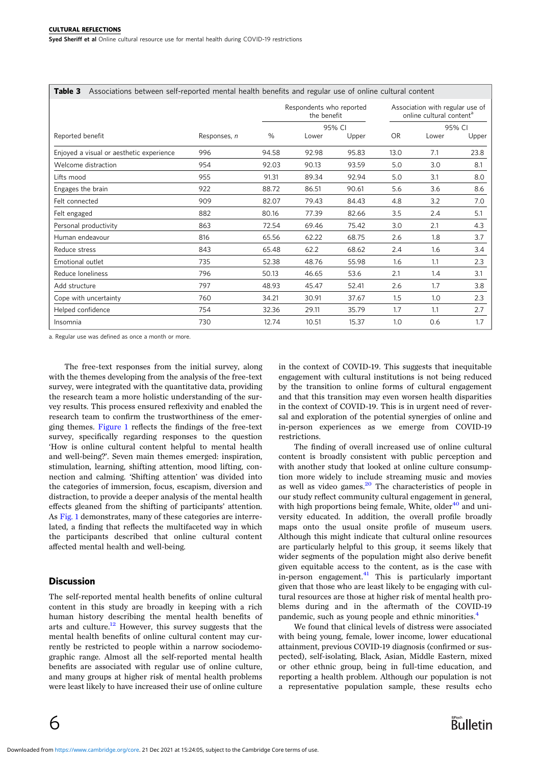**Table 3** Associations between self-reported mental health benefits and regular use of online cultural content

| Reported benefit | Responses, n | Respondents who reported the benefit | | | Association with regular use of online cultural content[a] | | |
|---|---|---|---|---|---|---|---|
| | | % | 95% CI Lower | 95% CI Upper | OR | 95% CI Lower | 95% CI Upper |
| Enjoyed a visual or aesthetic experience | 996 | 94.58 | 92.98 | 95.83 | 13.0 | 7.1 | 23.8 |
| Welcome distraction | 954 | 92.03 | 90.13 | 93.59 | 5.0 | 3.0 | 8.1 |
| Lifts mood | 955 | 91.31 | 89.34 | 92.94 | 5.0 | 3.1 | 8.0 |
| Engages the brain | 922 | 88.72 | 86.51 | 90.61 | 5.6 | 3.6 | 8.6 |
| Felt connected | 909 | 82.07 | 79.43 | 84.43 | 4.8 | 3.2 | 7.0 |
| Felt engaged | 882 | 80.16 | 77.39 | 82.66 | 3.5 | 2.4 | 5.1 |
| Personal productivity | 863 | 72.54 | 69.46 | 75.42 | 3.0 | 2.1 | 4.3 |
| Human endeavour | 816 | 65.56 | 62.22 | 68.75 | 2.6 | 1.8 | 3.7 |
| Reduce stress | 843 | 65.48 | 62.2 | 68.62 | 2.4 | 1.6 | 3.4 |
| Emotional outlet | 735 | 52.38 | 48.76 | 55.98 | 1.6 | 1.1 | 2.3 |
| Reduce loneliness | 796 | 50.13 | 46.65 | 53.6 | 2.1 | 1.4 | 3.1 |
| Add structure | 797 | 48.93 | 45.47 | 52.41 | 2.6 | 1.7 | 3.8 |
| Cope with uncertainty | 760 | 34.21 | 30.91 | 37.67 | 1.5 | 1.0 | 2.3 |
| Helped confidence | 754 | 32.36 | 29.11 | 35.79 | 1.7 | 1.1 | 2.7 |
| Insomnia | 730 | 12.74 | 10.51 | 15.37 | 1.0 | 0.6 | 1.7 |

a. Regular use was defined as once a month or more.

The free-text responses from the initial survey, along with the themes developing from the analysis of the free-text survey, were integrated with the quantitative data, providing the research team a more holistic understanding of the survey results. This process ensured reflexivity and enabled the research team to confirm the trustworthiness of the emerging themes. Figure 1 reflects the findings of the free-text survey, specifically regarding responses to the question 'How is online cultural content helpful to mental health and well-being?'. Seven main themes emerged: inspiration, stimulation, learning, shifting attention, mood lifting, connection and calming. 'Shifting attention' was divided into the categories of immersion, focus, escapism, diversion and distraction, to provide a deeper analysis of the mental health effects gleaned from the shifting of participants' attention. As Fig. 1 demonstrates, many of these categories are interrelated, a finding that reflects the multifaceted way in which the participants described that online cultural content affected mental health and well-being.

## Discussion

The self-reported mental health benefits of online cultural content in this study are broadly in keeping with a rich human history describing the mental health benefits of arts and culture.[12] However, this survey suggests that the mental health benefits of online cultural content may currently be restricted to people within a narrow sociodemographic range. Almost all the self-reported mental health benefits are associated with regular use of online culture, and many groups at higher risk of mental health problems were least likely to have increased their use of online culture in the context of COVID-19. This suggests that inequitable engagement with cultural institutions is not being reduced by the transition to online forms of cultural engagement and that this transition may even worsen health disparities in the context of COVID-19. This is in urgent need of reversal and exploration of the potential synergies of online and in-person experiences as we emerge from COVID-19 restrictions.

The finding of overall increased use of online cultural content is broadly consistent with public perception and with another study that looked at online culture consumption more widely to include streaming music and movies as well as video games.[20] The characteristics of people in our study reflect community cultural engagement in general, with high proportions being female, White, older[40] and university educated. In addition, the overall profile broadly maps onto the usual onsite profile of museum users. Although this might indicate that cultural online resources are particularly helpful to this group, it seems likely that wider segments of the population might also derive benefit given equitable access to the content, as is the case with in-person engagement.[41] This is particularly important given that those who are least likely to be engaging with cultural resources are those at higher risk of mental health problems during and in the aftermath of the COVID-19 pandemic, such as young people and ethnic minorities.[4]

We found that clinical levels of distress were associated with being young, female, lower income, lower educational attainment, previous COVID-19 diagnosis (confirmed or suspected), self-isolating, Black, Asian, Middle Eastern, mixed or other ethnic group, being in full-time education, and reporting a health problem. Although our population is not a representative population sample, these results echo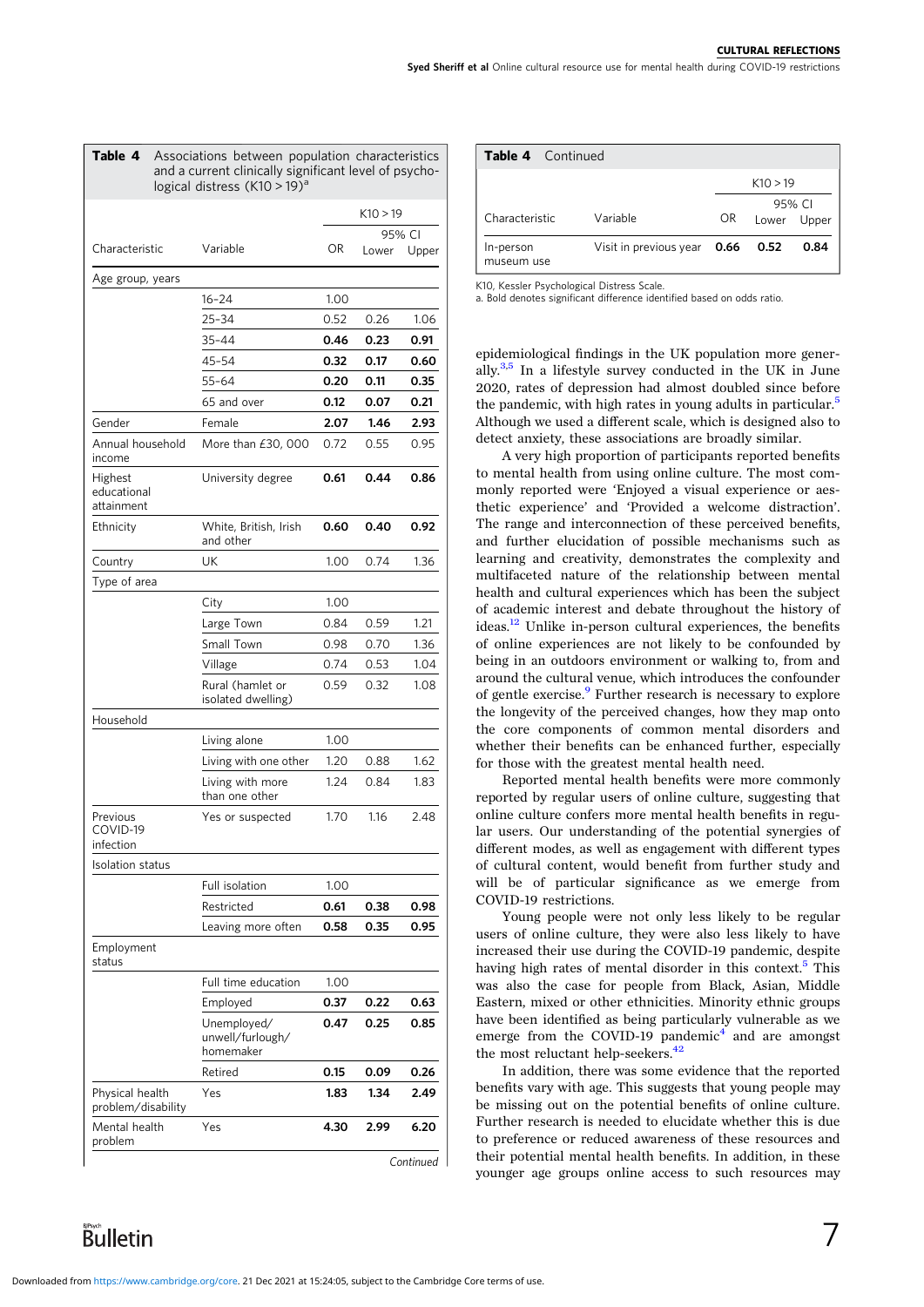**Table 4** Associations between population characteristics and a current clinically significant level of psychological distress (K10 > 19)[a]

| Characteristic | Variable | K10 > 19 | | |
|---|---|---|---|---|
| | | OR | 95% CI | |
| | | | Lower | Upper |
| Age group, years | | | | |
| | 16–24 | 1.00 | | |
| | 25–34 | 0.52 | 0.26 | 1.06 |
| | 35–44 | **0.46** | **0.23** | **0.91** |
| | 45–54 | **0.32** | **0.17** | **0.60** |
| | 55–64 | **0.20** | **0.11** | **0.35** |
| | 65 and over | **0.12** | **0.07** | **0.21** |
| Gender | Female | **2.07** | **1.46** | **2.93** |
| Annual household income | More than £30, 000 | 0.72 | 0.55 | 0.95 |
| Highest educational attainment | University degree | **0.61** | **0.44** | **0.86** |
| Ethnicity | White, British, Irish and other | **0.60** | **0.40** | **0.92** |
| Country | UK | 1.00 | 0.74 | 1.36 |
| Type of area | | | | |
| | City | 1.00 | | |
| | Large Town | 0.84 | 0.59 | 1.21 |
| | Small Town | 0.98 | 0.70 | 1.36 |
| | Village | 0.74 | 0.53 | 1.04 |
| | Rural (hamlet or isolated dwelling) | 0.59 | 0.32 | 1.08 |
| Household | | | | |
| | Living alone | 1.00 | | |
| | Living with one other | 1.20 | 0.88 | 1.62 |
| | Living with more than one other | 1.24 | 0.84 | 1.83 |
| Previous COVID-19 infection | Yes or suspected | 1.70 | 1.16 | 2.48 |
| Isolation status | | | | |
| | Full isolation | 1.00 | | |
| | Restricted | **0.61** | **0.38** | **0.98** |
| | Leaving more often | **0.58** | **0.35** | **0.95** |
| Employment status | | | | |
| | Full time education | 1.00 | | |
| | Employed | **0.37** | **0.22** | **0.63** |
| | Unemployed/unwell/furlough/homemaker | **0.47** | **0.25** | **0.85** |
| | Retired | **0.15** | **0.09** | **0.26** |
| Physical health problem/disability | Yes | **1.83** | **1.34** | **2.49** |
| Mental health problem | Yes | **4.30** | **2.99** | **6.20** |
| In-person museum use | Visit in previous year | **0.66** | **0.52** | **0.84** |

K10, Kessler Psychological Distress Scale.
a. Bold denotes significant difference identified based on odds ratio.

epidemiological findings in the UK population more generally.[3,5] In a lifestyle survey conducted in the UK in June 2020, rates of depression had almost doubled since before the pandemic, with high rates in young adults in particular.[5] Although we used a different scale, which is designed also to detect anxiety, these associations are broadly similar.

A very high proportion of participants reported benefits to mental health from using online culture. The most commonly reported were 'Enjoyed a visual experience or aesthetic experience' and 'Provided a welcome distraction'. The range and interconnection of these perceived benefits, and further elucidation of possible mechanisms such as learning and creativity, demonstrates the complexity and multifaceted nature of the relationship between mental health and cultural experiences which has been the subject of academic interest and debate throughout the history of ideas.[12] Unlike in-person cultural experiences, the benefits of online experiences are not likely to be confounded by being in an outdoors environment or walking to, from and around the cultural venue, which introduces the confounder of gentle exercise.[9] Further research is necessary to explore the longevity of the perceived changes, how they map onto the core components of common mental disorders and whether their benefits can be enhanced further, especially for those with the greatest mental health need.

Reported mental health benefits were more commonly reported by regular users of online culture, suggesting that online culture confers more mental health benefits in regular users. Our understanding of the potential synergies of different modes, as well as engagement with different types of cultural content, would benefit from further study and will be of particular significance as we emerge from COVID-19 restrictions.

Young people were not only less likely to be regular users of online culture, they were also less likely to have increased their use during the COVID-19 pandemic, despite having high rates of mental disorder in this context.[5] This was also the case for people from Black, Asian, Middle Eastern, mixed or other ethnicities. Minority ethnic groups have been identified as being particularly vulnerable as we emerge from the COVID-19 pandemic[4] and are amongst the most reluctant help-seekers.[42]

In addition, there was some evidence that the reported benefits vary with age. This suggests that young people may be missing out on the potential benefits of online culture. Further research is needed to elucidate whether this is due to preference or reduced awareness of these resources and their potential mental health benefits. In addition, in these younger age groups online access to such resources may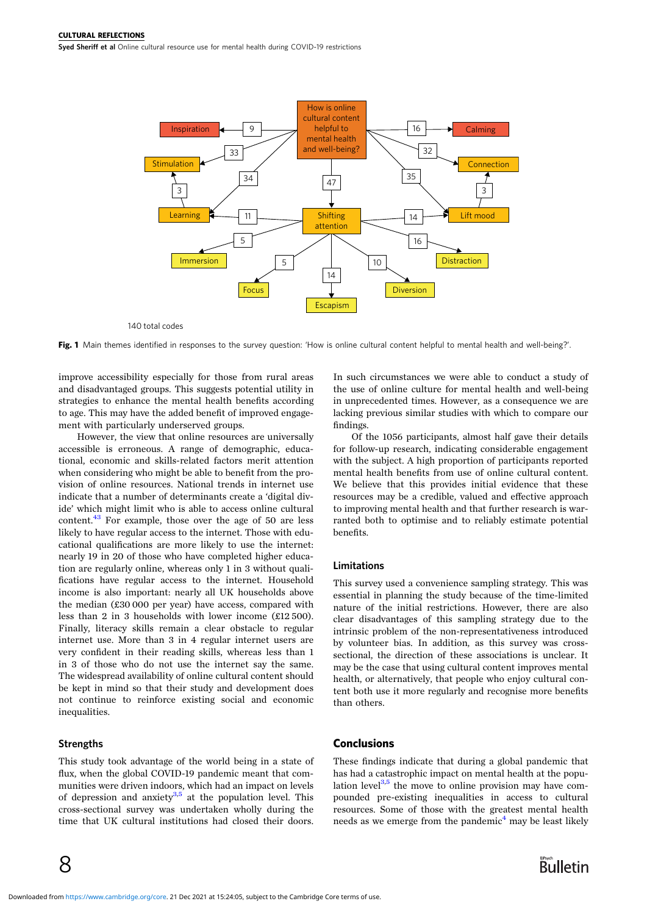140 total codes

**Fig. 1** Main themes identified in responses to the survey question: 'How is online cultural content helpful to mental health and well-being?'.

improve accessibility especially for those from rural areas and disadvantaged groups. This suggests potential utility in strategies to enhance the mental health benefits according to age. This may have the added benefit of improved engagement with particularly underserved groups.

However, the view that online resources are universally accessible is erroneous. A range of demographic, educational, economic and skills-related factors merit attention when considering who might be able to benefit from the provision of online resources. National trends in internet use indicate that a number of determinants create a 'digital divide' which might limit who is able to access online cultural content.[43] For example, those over the age of 50 are less likely to have regular access to the internet. Those with educational qualifications are more likely to use the internet: nearly 19 in 20 of those who have completed higher education are regularly online, whereas only 1 in 3 without qualifications have regular access to the internet. Household income is also important: nearly all UK households above the median (£30 000 per year) have access, compared with less than 2 in 3 households with lower income (£12 500). Finally, literacy skills remain a clear obstacle to regular internet use. More than 3 in 4 regular internet users are very confident in their reading skills, whereas less than 1 in 3 of those who do not use the internet say the same. The widespread availability of online cultural content should be kept in mind so that their study and development does not continue to reinforce existing social and economic inequalities.

## Strengths

This study took advantage of the world being in a state of flux, when the global COVID-19 pandemic meant that communities were driven indoors, which had an impact on levels of depression and anxiety[3,5] at the population level. This cross-sectional survey was undertaken wholly during the time that UK cultural institutions had closed their doors. In such circumstances we were able to conduct a study of the use of online culture for mental health and well-being in unprecedented times. However, as a consequence we are lacking previous similar studies with which to compare our findings.

Of the 1056 participants, almost half gave their details for follow-up research, indicating considerable engagement with the subject. A high proportion of participants reported mental health benefits from use of online cultural content. We believe that this provides initial evidence that these resources may be a credible, valued and effective approach to improving mental health and that further research is warranted both to optimise and to reliably estimate potential benefits.

## Limitations

This survey used a convenience sampling strategy. This was essential in planning the study because of the time-limited nature of the initial restrictions. However, there are also clear disadvantages of this sampling strategy due to the intrinsic problem of the non-representativeness introduced by volunteer bias. In addition, as this survey was cross-sectional, the direction of these associations is unclear. It may be the case that using cultural content improves mental health, or alternatively, that people who enjoy cultural content both use it more regularly and recognise more benefits than others.

## Conclusions

These findings indicate that during a global pandemic that has had a catastrophic impact on mental health at the population level[3,5] the move to online provision may have compounded pre-existing inequalities in access to cultural resources. Some of those with the greatest mental health needs as we emerge from the pandemic[4] may be least likely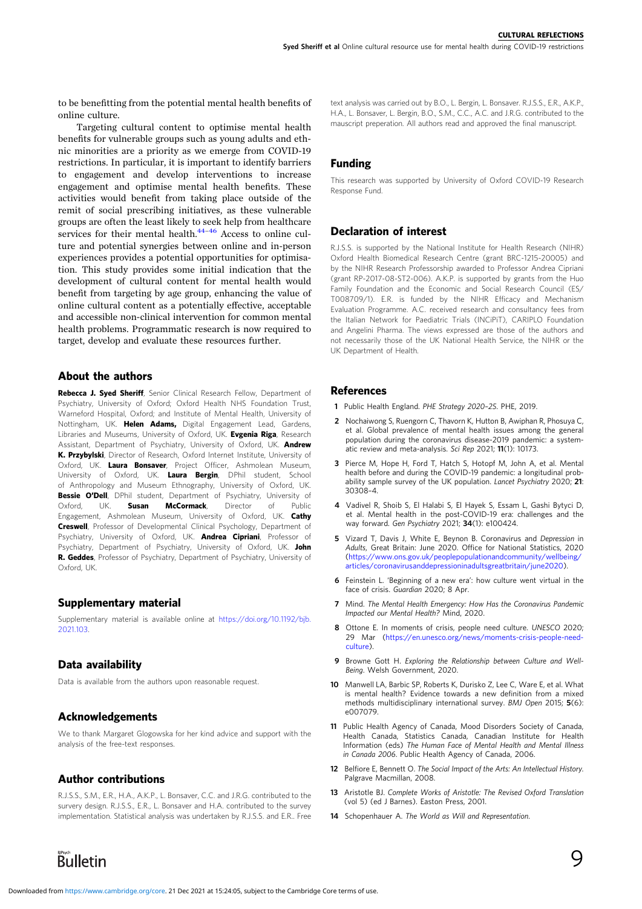to be benefitting from the potential mental health benefits of online culture.

Targeting cultural content to optimise mental health benefits for vulnerable groups such as young adults and ethnic minorities are a priority as we emerge from COVID-19 restrictions. In particular, it is important to identify barriers to engagement and develop interventions to increase engagement and optimise mental health benefits. These activities would benefit from taking place outside of the remit of social prescribing initiatives, as these vulnerable groups are often the least likely to seek help from healthcare services for their mental health.[44–46] Access to online culture and potential synergies between online and in-person experiences provides a potential opportunities for optimisation. This study provides some initial indication that the development of cultural content for mental health would benefit from targeting by age group, enhancing the value of online cultural content as a potentially effective, acceptable and accessible non-clinical intervention for common mental health problems. Programmatic research is now required to target, develop and evaluate these resources further.

## About the authors

**Rebecca J. Syed Sheriff**, Senior Clinical Research Fellow, Department of Psychiatry, University of Oxford; Oxford Health NHS Foundation Trust, Warneford Hospital, Oxford; and Institute of Mental Health, University of Nottingham, UK. **Helen Adams,** Digital Engagement Lead, Gardens, Libraries and Museums, University of Oxford, UK. **Evgenia Riga**, Research Assistant, Department of Psychiatry, University of Oxford, UK. **Andrew K. Przybylski**, Director of Research, Oxford Internet Institute, University of Oxford, UK. **Laura Bonsaver**, Project Officer, Ashmolean Museum, University of Oxford, UK. **Laura Bergin**, DPhil student, School of Anthropology and Museum Ethnography, University of Oxford, UK. **Bessie O'Dell**, DPhil student, Department of Psychiatry, University of Oxford, UK. **Susan McCormack**, Director of Public Engagement, Ashmolean Museum, University of Oxford, UK. **Cathy Creswell**, Professor of Developmental Clinical Psychology, Department of Psychiatry, University of Oxford, UK. **Andrea Cipriani**, Professor of Psychiatry, Department of Psychiatry, University of Oxford, UK. **John R. Geddes**, Professor of Psychiatry, Department of Psychiatry, University of Oxford, UK.

## Supplementary material

Supplementary material is available online at https://doi.org/10.1192/bjb.2021.103.

## Data availability

Data is available from the authors upon reasonable request.

## Acknowledgements

We to thank Margaret Glogowska for her kind advice and support with the analysis of the free-text responses.

## Author contributions

R.J.S.S., S.M., E.R., H.A., A.K.P., L. Bonsaver, C.C. and J.R.G. contributed to the survery design. R.J.S.S., E.R., L. Bonsaver and H.A. contributed to the survey implementation. Statistical analysis was undertaken by R.J.S.S. and E.R.. Free text analysis was carried out by B.O., L. Bergin, L. Bonsaver. R.J.S.S., E.R., A.K.P., H.A., L. Bonsaver, L. Bergin, B.O., S.M., C.C., A.C. and J.R.G. contributed to the mauscript preperation. All authors read and approved the final manuscript.

## Funding

This research was supported by University of Oxford COVID-19 Research Response Fund.

## Declaration of interest

R.J.S.S. is supported by the National Institute for Health Research (NIHR) Oxford Health Biomedical Research Centre (grant BRC-1215-20005) and by the NIHR Research Professorship awarded to Professor Andrea Cipriani (grant RP-2017-08-ST2-006). A.K.P. is supported by grants from the Huo Family Foundation and the Economic and Social Research Council (ES/T008709/1). E.R. is funded by the NIHR Efficacy and Mechanism Evaluation Programme. A.C. received research and consultancy fees from the Italian Network for Paediatric Trials (INCiPiT), CARIPLO Foundation and Angelini Pharma. The views expressed are those of the authors and not necessarily those of the UK National Health Service, the NIHR or the UK Department of Health.

## References

1 Public Health England. *PHE Strategy 2020–25*. PHE, 2019.

2 Nochaiwong S, Ruengorn C, Thavorn K, Hutton B, Awiphan R, Phosuya C, et al. Global prevalence of mental health issues among the general population during the coronavirus disease-2019 pandemic: a systematic review and meta-analysis. *Sci Rep* 2021; **11**(1): 10173.

3 Pierce M, Hope H, Ford T, Hatch S, Hotopf M, John A, et al. Mental health before and during the COVID-19 pandemic: a longitudinal probability sample survey of the UK population. *Lancet Psychiatry* 2020; **21**: 30308–4.

4 Vadivel R, Shoib S, El Halabi S, El Hayek S, Essam L, Gashi Bytyci D, et al. Mental health in the post-COVID-19 era: challenges and the way forward. *Gen Psychiatry* 2021; **34**(1): e100424.

5 Vizard T, Davis J, White E, Beynon B. Coronavirus and *Depression* in *Adults*, Great Britain: June 2020. Office for National Statistics, 2020 (https://www.ons.gov.uk/peoplepopulationandcommunity/wellbeing/articles/coronavirusanddepressioninadultsgreatbritain/june2020).

6 Feinstein L. 'Beginning of a new era': how culture went virtual in the face of crisis. *Guardian* 2020; 8 Apr.

7 Mind. *The Mental Health Emergency: How Has the Coronavirus Pandemic Impacted our Mental Health?* Mind, 2020.

8 Ottone E. In moments of crisis, people need culture. *UNESCO* 2020; 29 Mar (https://en.unesco.org/news/moments-crisis-people-need-culture).

9 Browne Gott H. *Exploring the Relationship between Culture and Well-Being*. Welsh Government, 2020.

10 Manwell LA, Barbic SP, Roberts K, Durisko Z, Lee C, Ware E, et al. What is mental health? Evidence towards a new definition from a mixed methods multidisciplinary international survey. *BMJ Open* 2015; **5**(6): e007079.

11 Public Health Agency of Canada, Mood Disorders Society of Canada, Health Canada, Statistics Canada, Canadian Institute for Health Information (eds) *The Human Face of Mental Health and Mental Illness in Canada 2006*. Public Health Agency of Canada, 2006.

12 Belfiore E, Bennett O. *The Social Impact of the Arts: An Intellectual History*. Palgrave Macmillan, 2008.

13 Aristotle BJ. *Complete Works of Aristotle: The Revised Oxford Translation* (vol 5) (ed J Barnes). Easton Press, 2001.

14 Schopenhauer A. *The World as Will and Representation*.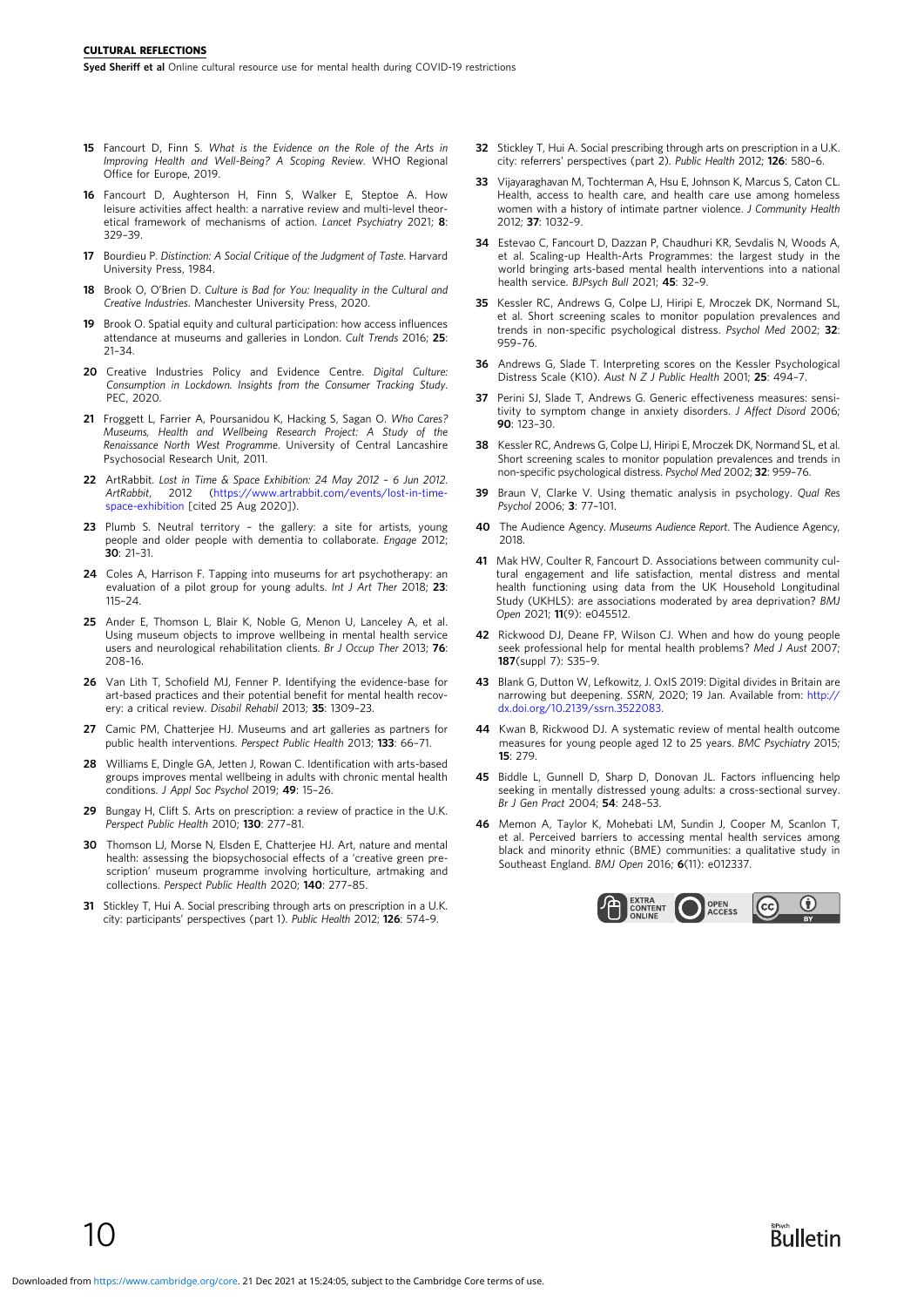15 Fancourt D, Finn S. *What is the Evidence on the Role of the Arts in Improving Health and Well-Being? A Scoping Review*. WHO Regional Office for Europe, 2019.

16 Fancourt D, Aughterson H, Finn S, Walker E, Steptoe A. How leisure activities affect health: a narrative review and multi-level theoretical framework of mechanisms of action. *Lancet Psychiatry* 2021; **8**: 329–39.

17 Bourdieu P. *Distinction: A Social Critique of the Judgment of Taste*. Harvard University Press, 1984.

18 Brook O, O'Brien D. *Culture is Bad for You: Inequality in the Cultural and Creative Industries*. Manchester University Press, 2020.

19 Brook O. Spatial equity and cultural participation: how access influences attendance at museums and galleries in London. *Cult Trends* 2016; **25**: 21–34.

20 Creative Industries Policy and Evidence Centre. *Digital Culture: Consumption in Lockdown. Insights from the Consumer Tracking Study*. PEC, 2020.

21 Froggett L, Farrier A, Poursanidou K, Hacking S, Sagan O. *Who Cares? Museums, Health and Wellbeing Research Project: A Study of the Renaissance North West Programme*. University of Central Lancashire Psychosocial Research Unit, 2011.

22 ArtRabbit. *Lost in Time & Space Exhibition: 24 May 2012 – 6 Jun 2012*. *ArtRabbit*, 2012 (https://www.artrabbit.com/events/lost-in-time-space-exhibition [cited 25 Aug 2020]).

23 Plumb S. Neutral territory – the gallery: a site for artists, young people and older people with dementia to collaborate. *Engage* 2012; **30**: 21–31.

24 Coles A, Harrison F. Tapping into museums for art psychotherapy: an evaluation of a pilot group for young adults. *Int J Art Ther* 2018; **23**: 115–24.

25 Ander E, Thomson L, Blair K, Noble G, Menon U, Lanceley A, et al. Using museum objects to improve wellbeing in mental health service users and neurological rehabilitation clients. *Br J Occup Ther* 2013; **76**: 208–16.

26 Van Lith T, Schofield MJ, Fenner P. Identifying the evidence-base for art-based practices and their potential benefit for mental health recovery: a critical review. *Disabil Rehabil* 2013; **35**: 1309–23.

27 Camic PM, Chatterjee HJ. Museums and art galleries as partners for public health interventions. *Perspect Public Health* 2013; **133**: 66–71.

28 Williams E, Dingle GA, Jetten J, Rowan C. Identification with arts-based groups improves mental wellbeing in adults with chronic mental health conditions. *J Appl Soc Psychol* 2019; **49**: 15–26.

29 Bungay H, Clift S. Arts on prescription: a review of practice in the U.K. *Perspect Public Health* 2010; **130**: 277–81.

30 Thomson LJ, Morse N, Elsden E, Chatterjee HJ. Art, nature and mental health: assessing the biopsychosocial effects of a 'creative green prescription' museum programme involving horticulture, artmaking and collections. *Perspect Public Health* 2020; **140**: 277–85.

31 Stickley T, Hui A. Social prescribing through arts on prescription in a U.K. city: participants' perspectives (part 1). *Public Health* 2012; **126**: 574–9.

32 Stickley T, Hui A. Social prescribing through arts on prescription in a U.K. city: referrers' perspectives (part 2). *Public Health* 2012; **126**: 580–6.

33 Vijayaraghavan M, Tochterman A, Hsu E, Johnson K, Marcus S, Caton CL. Health, access to health care, and health care use among homeless women with a history of intimate partner violence. *J Community Health* 2012; **37**: 1032–9.

34 Estevao C, Fancourt D, Dazzan P, Chaudhuri KR, Sevdalis N, Woods A, et al. Scaling-up Health-Arts Programmes: the largest study in the world bringing arts-based mental health interventions into a national health service. *BJPsych Bull* 2021; **45**: 32–9.

35 Kessler RC, Andrews G, Colpe LJ, Hiripi E, Mroczek DK, Normand SL, et al. Short screening scales to monitor population prevalences and trends in non-specific psychological distress. *Psychol Med* 2002; **32**: 959–76.

36 Andrews G, Slade T. Interpreting scores on the Kessler Psychological Distress Scale (K10). *Aust N Z J Public Health* 2001; **25**: 494–7.

37 Perini SJ, Slade T, Andrews G. Generic effectiveness measures: sensitivity to symptom change in anxiety disorders. *J Affect Disord* 2006; **90**: 123–30.

38 Kessler RC, Andrews G, Colpe LJ, Hiripi E, Mroczek DK, Normand SL, et al. Short screening scales to monitor population prevalences and trends in non-specific psychological distress. *Psychol Med* 2002; **32**: 959–76.

39 Braun V, Clarke V. Using thematic analysis in psychology. *Qual Res Psychol* 2006; **3**: 77–101.

40 The Audience Agency. *Museums Audience Report*. The Audience Agency, 2018.

41 Mak HW, Coulter R, Fancourt D. Associations between community cultural engagement and life satisfaction, mental distress and mental health functioning using data from the UK Household Longitudinal Study (UKHLS): are associations moderated by area deprivation? *BMJ Open* 2021; **11**(9): e045512.

42 Rickwood DJ, Deane FP, Wilson CJ. When and how do young people seek professional help for mental health problems? *Med J Aust* 2007; **187**(suppl 7): S35–9.

43 Blank G, Dutton W, Lefkowitz, J. OxIS 2019: Digital divides in Britain are narrowing but deepening. *SSRN*, 2020; 19 Jan. Available from: http://dx.doi.org/10.2139/ssrn.3522083.

44 Kwan B, Rickwood DJ. A systematic review of mental health outcome measures for young people aged 12 to 25 years. *BMC Psychiatry* 2015; **15**: 279.

45 Biddle L, Gunnell D, Sharp D, Donovan JL. Factors influencing help seeking in mentally distressed young adults: a cross-sectional survey. *Br J Gen Pract* 2004; **54**: 248–53.

46 Memon A, Taylor K, Mohebati LM, Sundin J, Cooper M, Scanlon T, et al. Perceived barriers to accessing mental health services among black and minority ethnic (BME) communities: a qualitative study in Southeast England. *BMJ Open* 2016; **6**(11): e012337.